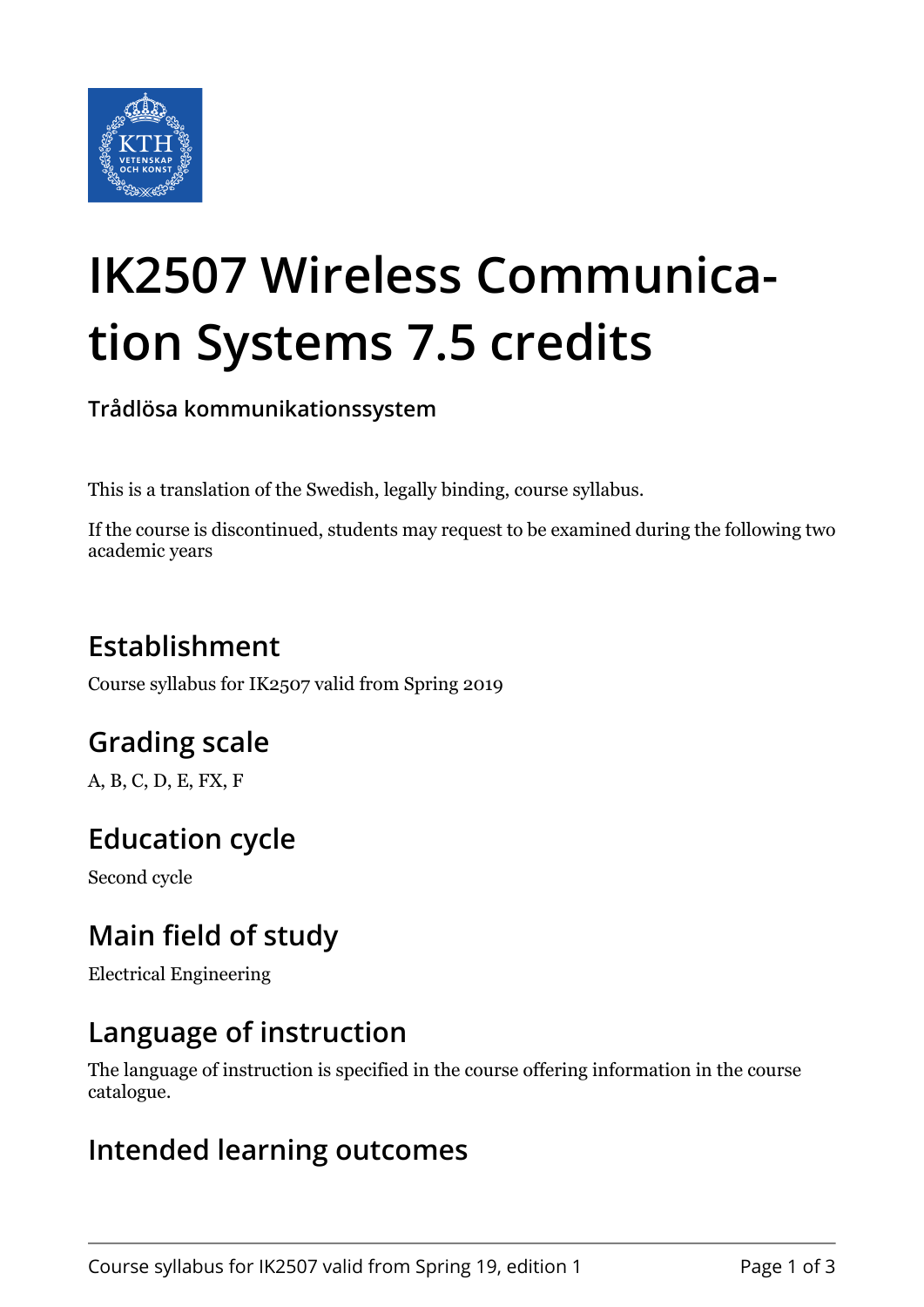# IK2507 Wireless Communication Systems 7.5 credits

**Trådlösa kommunikationssystem**

This is a translation of the Swedish, legally binding, course syllabus.

If the course is discontinued, students may request to be examined during the following two academic years

## Establishment

Course syllabus for IK2507 valid from Spring 2019

## Grading scale

A, B, C, D, E, FX, F

## Education cycle

Second cycle

## Main field of study

Electrical Engineering

## Language of instruction

The language of instruction is specified in the course offering information in the course catalogue.

## Intended learning outcomes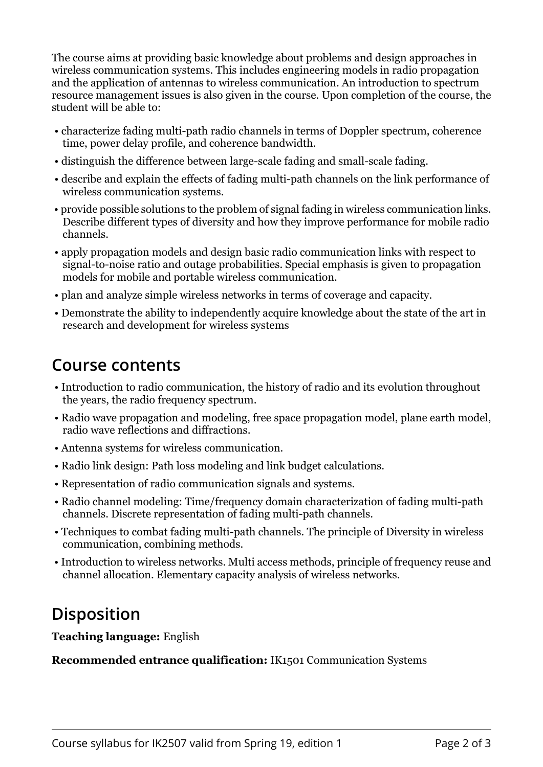The course aims at providing basic knowledge about problems and design approaches in wireless communication systems. This includes engineering models in radio propagation and the application of antennas to wireless communication. An introduction to spectrum resource management issues is also given in the course. Upon completion of the course, the student will be able to:

- characterize fading multi-path radio channels in terms of Doppler spectrum, coherence time, power delay profile, and coherence bandwidth.
- distinguish the difference between large-scale fading and small-scale fading.
- describe and explain the effects of fading multi-path channels on the link performance of wireless communication systems.
- provide possible solutions to the problem of signal fading in wireless communication links. Describe different types of diversity and how they improve performance for mobile radio channels.
- apply propagation models and design basic radio communication links with respect to signal-to-noise ratio and outage probabilities. Special emphasis is given to propagation models for mobile and portable wireless communication.
- plan and analyze simple wireless networks in terms of coverage and capacity.
- Demonstrate the ability to independently acquire knowledge about the state of the art in research and development for wireless systems

## Course contents

- Introduction to radio communication, the history of radio and its evolution throughout the years, the radio frequency spectrum.
- Radio wave propagation and modeling, free space propagation model, plane earth model, radio wave reflections and diffractions.
- Antenna systems for wireless communication.
- Radio link design: Path loss modeling and link budget calculations.
- Representation of radio communication signals and systems.
- Radio channel modeling: Time/frequency domain characterization of fading multi-path channels. Discrete representation of fading multi-path channels.
- Techniques to combat fading multi-path channels. The principle of Diversity in wireless communication, combining methods.
- Introduction to wireless networks. Multi access methods, principle of frequency reuse and channel allocation. Elementary capacity analysis of wireless networks.

## Disposition

**Teaching language:** English

**Recommended entrance qualification:** IK1501 Communication Systems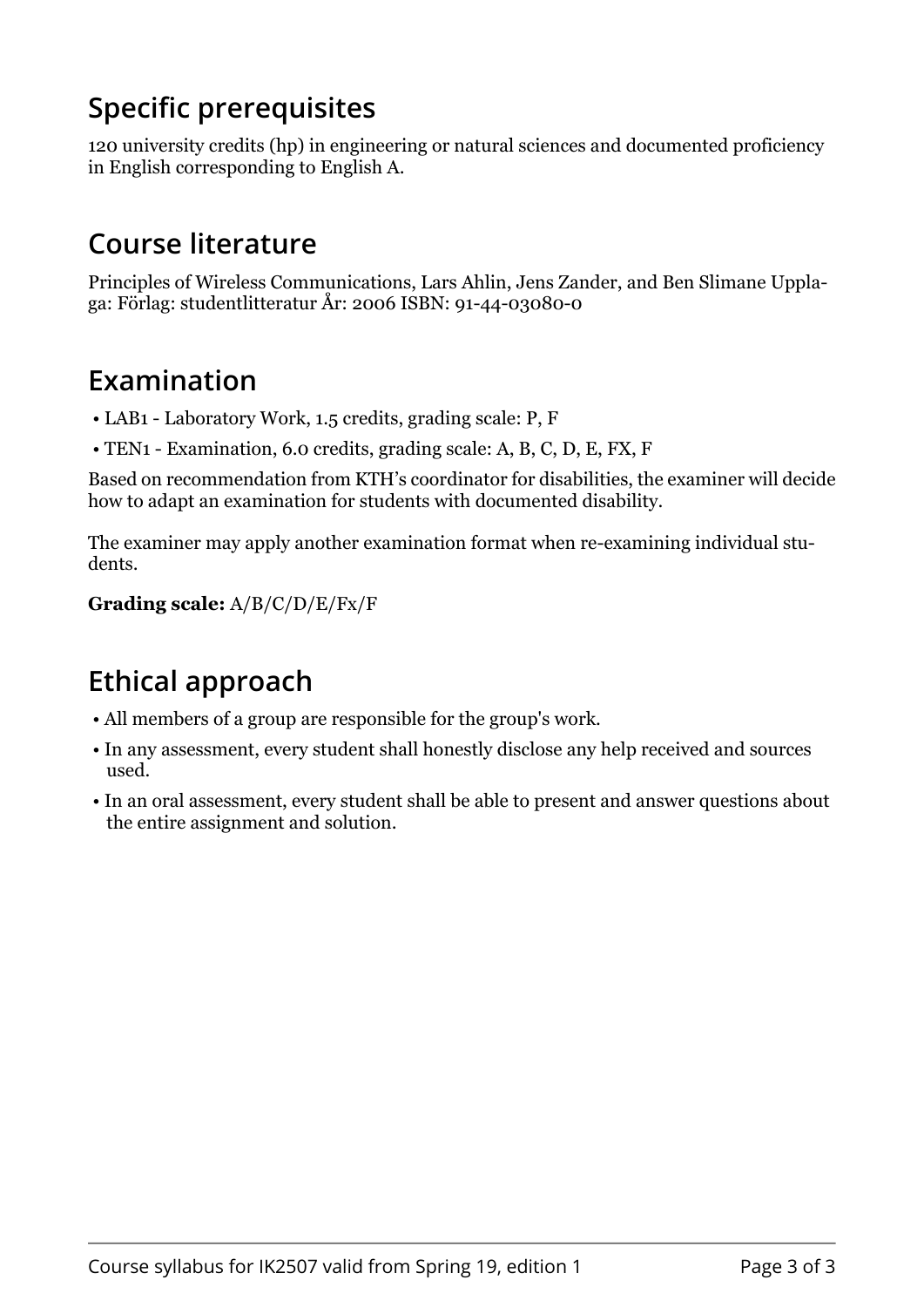## Specific prerequisites

120 university credits (hp) in engineering or natural sciences and documented proficiency in English corresponding to English A.

## Course literature

Principles of Wireless Communications, Lars Ahlin, Jens Zander, and Ben Slimane Upplaga: Förlag: studentlitteratur År: 2006 ISBN: 91-44-03080-0

## Examination

- LAB1 - Laboratory Work, 1.5 credits, grading scale: P, F
- TEN1 - Examination, 6.0 credits, grading scale: A, B, C, D, E, FX, F

Based on recommendation from KTH's coordinator for disabilities, the examiner will decide how to adapt an examination for students with documented disability.

The examiner may apply another examination format when re-examining individual students.

**Grading scale:** A/B/C/D/E/Fx/F

## Ethical approach

- All members of a group are responsible for the group's work.
- In any assessment, every student shall honestly disclose any help received and sources used.
- In an oral assessment, every student shall be able to present and answer questions about the entire assignment and solution.